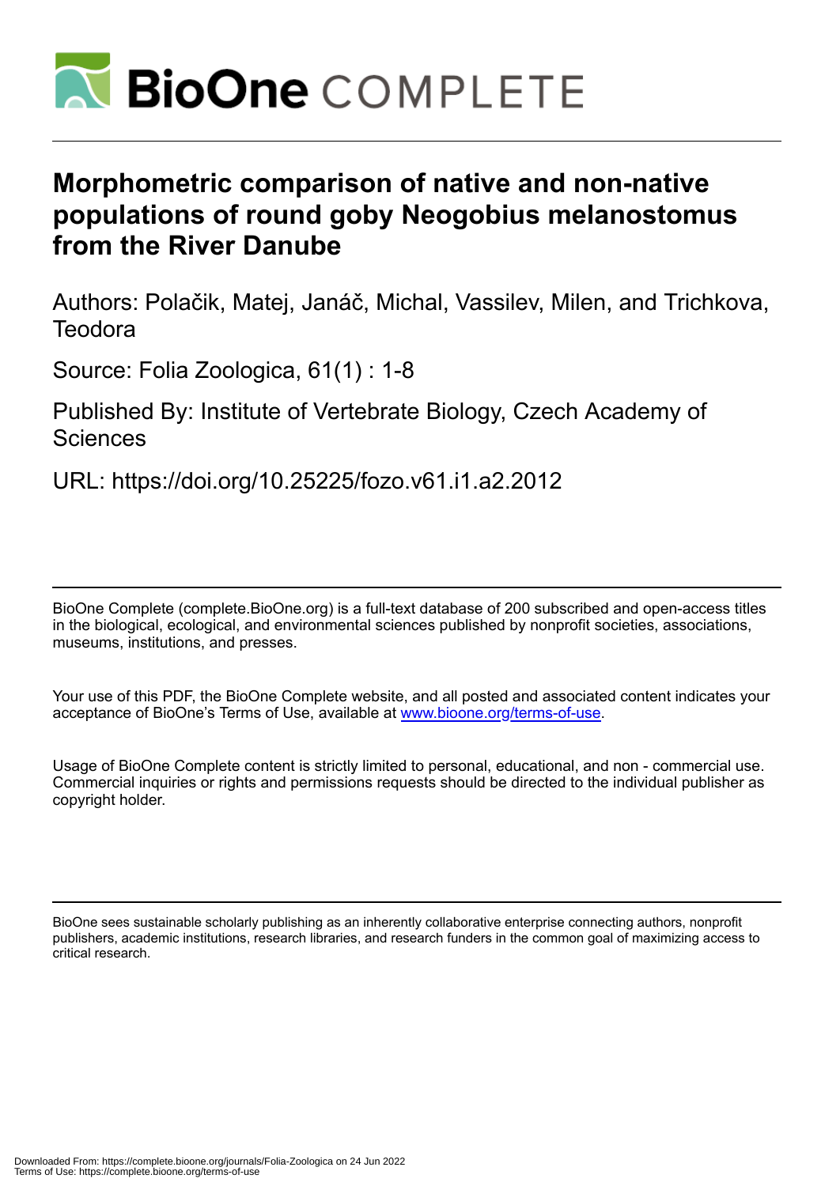# Morphometric comparison of native and non-native populations of round goby Neogobius melanostomus from the River Danube

Authors: Polačik, Matej, Janáč, Michal, Vassilev, Milen, and Trichkova, Teodora

Source: Folia Zoologica, 61(1) : 1-8

Published By: Institute of Vertebrate Biology, Czech Academy of Sciences

URL: https://doi.org/10.25225/fozo.v61.i1.a2.2012

BioOne Complete (complete.BioOne.org) is a full-text database of 200 subscribed and open-access titles in the biological, ecological, and environmental sciences published by nonprofit societies, associations, museums, institutions, and presses.

Your use of this PDF, the BioOne Complete website, and all posted and associated content indicates your acceptance of BioOne's Terms of Use, available at www.bioone.org/terms-of-use.

Usage of BioOne Complete content is strictly limited to personal, educational, and non - commercial use. Commercial inquiries or rights and permissions requests should be directed to the individual publisher as copyright holder.

BioOne sees sustainable scholarly publishing as an inherently collaborative enterprise connecting authors, nonprofit publishers, academic institutions, research libraries, and research funders in the common goal of maximizing access to critical research.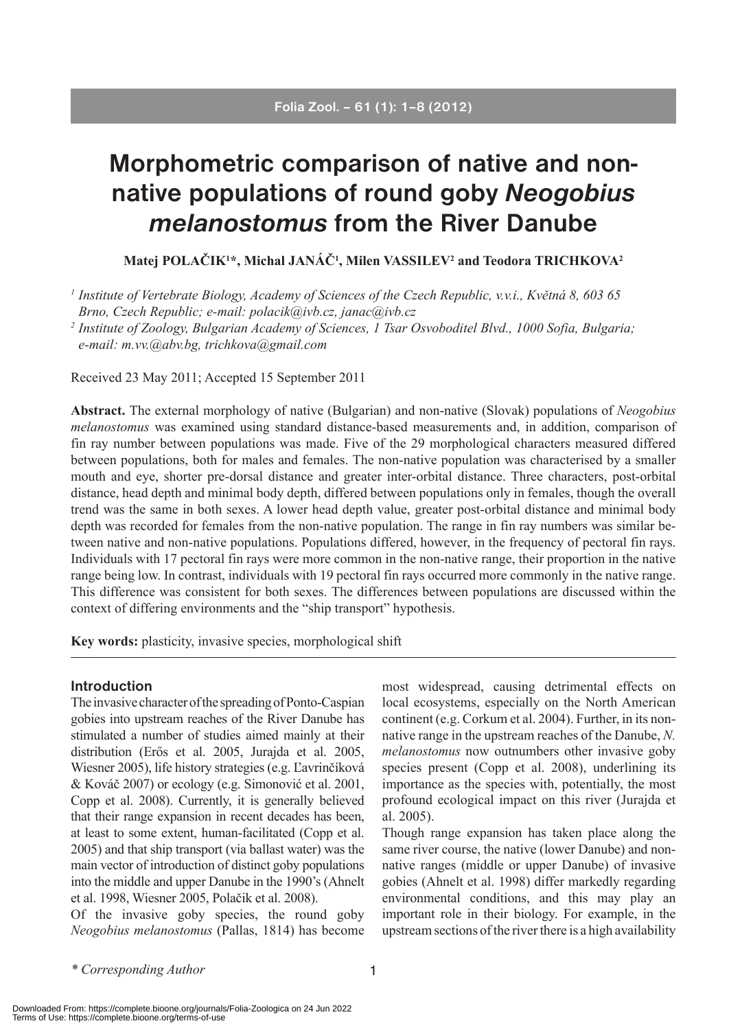# Morphometric comparison of native and non-native populations of round goby *Neogobius melanostomus* from the River Danube

**Matej POLAČIK[1]*, Michal JANÁČ[1], Milen VASSILEV[2] and Teodora TRICHKOVA[2]**

[1] *Institute of Vertebrate Biology, Academy of Sciences of the Czech Republic, v.v.i., Květná 8, 603 65 Brno, Czech Republic; e-mail: polacik@ivb.cz, janac@ivb.cz*

[2] *Institute of Zoology, Bulgarian Academy of Sciences, 1 Tsar Osvoboditel Blvd., 1000 Sofia, Bulgaria; e-mail: m.vv.@abv.bg, trichkova@gmail.com*

Received 23 May 2011; Accepted 15 September 2011

**Abstract.** The external morphology of native (Bulgarian) and non-native (Slovak) populations of *Neogobius melanostomus* was examined using standard distance-based measurements and, in addition, comparison of fin ray number between populations was made. Five of the 29 morphological characters measured differed between populations, both for males and females. The non-native population was characterised by a smaller mouth and eye, shorter pre-dorsal distance and greater inter-orbital distance. Three characters, post-orbital distance, head depth and minimal body depth, differed between populations only in females, though the overall trend was the same in both sexes. A lower head depth value, greater post-orbital distance and minimal body depth was recorded for females from the non-native population. The range in fin ray numbers was similar between native and non-native populations. Populations differed, however, in the frequency of pectoral fin rays. Individuals with 17 pectoral fin rays were more common in the non-native range, their proportion in the native range being low. In contrast, individuals with 19 pectoral fin rays occurred more commonly in the native range. This difference was consistent for both sexes. The differences between populations are discussed within the context of differing environments and the "ship transport" hypothesis.

**Key words:** plasticity, invasive species, morphological shift

## Introduction

The invasive character of the spreading of Ponto-Caspian gobies into upstream reaches of the River Danube has stimulated a number of studies aimed mainly at their distribution (Erős et al. 2005, Jurajda et al. 2005, Wiesner 2005), life history strategies (e.g. Ľavrinčíková & Kováč 2007) or ecology (e.g. Simonović et al. 2001, Copp et al. 2008). Currently, it is generally believed that their range expansion in recent decades has been, at least to some extent, human-facilitated (Copp et al. 2005) and that ship transport (via ballast water) was the main vector of introduction of distinct goby populations into the middle and upper Danube in the 1990's (Ahnelt et al. 1998, Wiesner 2005, Polačik et al. 2008).

Of the invasive goby species, the round goby *Neogobius melanostomus* (Pallas, 1814) has become most widespread, causing detrimental effects on local ecosystems, especially on the North American continent (e.g. Corkum et al. 2004). Further, in its non-native range in the upstream reaches of the Danube, *N. melanostomus* now outnumbers other invasive goby species present (Copp et al. 2008), underlining its importance as the species with, potentially, the most profound ecological impact on this river (Jurajda et al. 2005).

Though range expansion has taken place along the same river course, the native (lower Danube) and non-native ranges (middle or upper Danube) of invasive gobies (Ahnelt et al. 1998) differ markedly regarding environmental conditions, and this may play an important role in their biology. For example, in the upstream sections of the river there is a high availability

\* *Corresponding Author*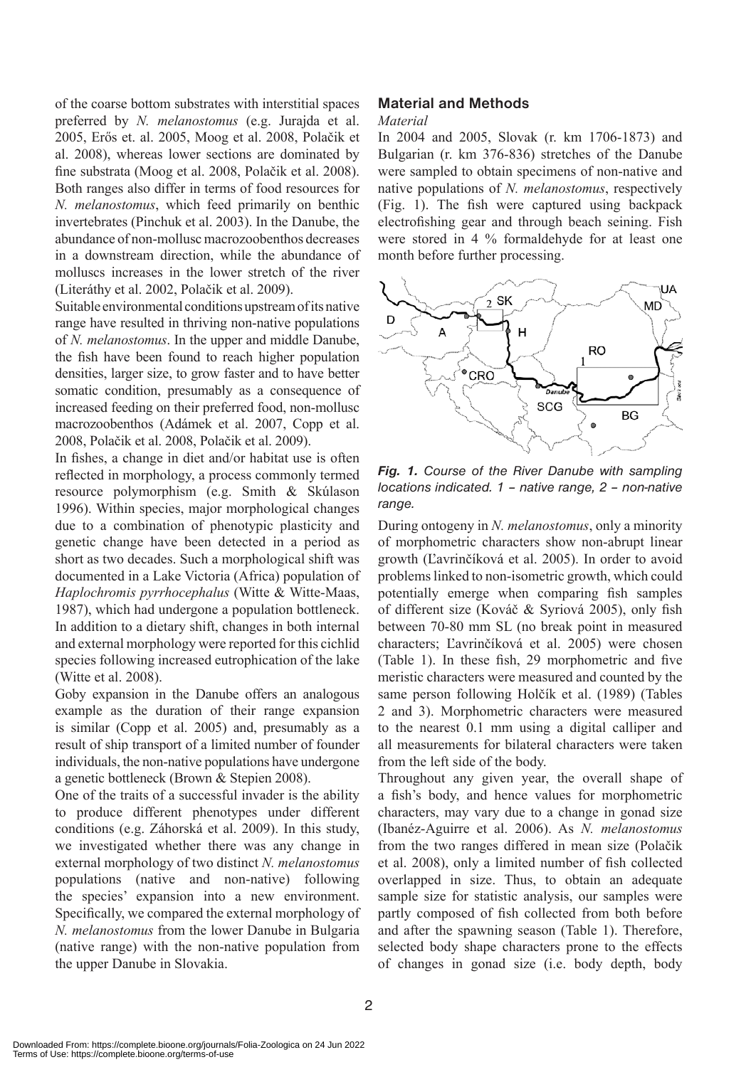of the coarse bottom substrates with interstitial spaces preferred by *N. melanostomus* (e.g. Jurajda et al. 2005, Erős et. al. 2005, Moog et al. 2008, Polačik et al. 2008), whereas lower sections are dominated by fine substrata (Moog et al. 2008, Polačik et al. 2008). Both ranges also differ in terms of food resources for *N. melanostomus*, which feed primarily on benthic invertebrates (Pinchuk et al. 2003). In the Danube, the abundance of non-mollusc macrozoobenthos decreases in a downstream direction, while the abundance of molluscs increases in the lower stretch of the river (Literáthy et al. 2002, Polačik et al. 2009).

Suitable environmental conditions upstream of its native range have resulted in thriving non-native populations of *N. melanostomus*. In the upper and middle Danube, the fish have been found to reach higher population densities, larger size, to grow faster and to have better somatic condition, presumably as a consequence of increased feeding on their preferred food, non-mollusc macrozoobenthos (Adámek et al. 2007, Copp et al. 2008, Polačik et al. 2008, Polačik et al. 2009).

In fishes, a change in diet and/or habitat use is often reflected in morphology, a process commonly termed resource polymorphism (e.g. Smith & Skúlason 1996). Within species, major morphological changes due to a combination of phenotypic plasticity and genetic change have been detected in a period as short as two decades. Such a morphological shift was documented in a Lake Victoria (Africa) population of *Haplochromis pyrrhocephalus* (Witte & Witte-Maas, 1987), which had undergone a population bottleneck. In addition to a dietary shift, changes in both internal and external morphology were reported for this cichlid species following increased eutrophication of the lake (Witte et al. 2008).

Goby expansion in the Danube offers an analogous example as the duration of their range expansion is similar (Copp et al. 2005) and, presumably as a result of ship transport of a limited number of founder individuals, the non-native populations have undergone a genetic bottleneck (Brown & Stepien 2008).

One of the traits of a successful invader is the ability to produce different phenotypes under different conditions (e.g. Záhorská et al. 2009). In this study, we investigated whether there was any change in external morphology of two distinct *N. melanostomus* populations (native and non-native) following the species' expansion into a new environment. Specifically, we compared the external morphology of *N. melanostomus* from the lower Danube in Bulgaria (native range) with the non-native population from the upper Danube in Slovakia.

## Material and Methods

### *Material*

In 2004 and 2005, Slovak (r. km 1706-1873) and Bulgarian (r. km 376-836) stretches of the Danube were sampled to obtain specimens of non-native and native populations of *N. melanostomus*, respectively (Fig. 1). The fish were captured using backpack electrofishing gear and through beach seining. Fish were stored in 4 % formaldehyde for at least one month before further processing.

***Fig. 1.*** *Course of the River Danube with sampling locations indicated. 1 – native range, 2 – non-native range.*

During ontogeny in *N. melanostomus*, only a minority of morphometric characters show non-abrupt linear growth (Ľavrinčíková et al. 2005). In order to avoid problems linked to non-isometric growth, which could potentially emerge when comparing fish samples of different size (Kováč & Syriová 2005), only fish between 70-80 mm SL (no break point in measured characters; Ľavrinčíková et al. 2005) were chosen (Table 1). In these fish, 29 morphometric and five meristic characters were measured and counted by the same person following Holčík et al. (1989) (Tables 2 and 3). Morphometric characters were measured to the nearest 0.1 mm using a digital calliper and all measurements for bilateral characters were taken from the left side of the body.

Throughout any given year, the overall shape of a fish's body, and hence values for morphometric characters, may vary due to a change in gonad size (Ibanéz-Aguirre et al. 2006). As *N. melanostomus* from the two ranges differed in mean size (Polačik et al. 2008), only a limited number of fish collected overlapped in size. Thus, to obtain an adequate sample size for statistic analysis, our samples were partly composed of fish collected from both before and after the spawning season (Table 1). Therefore, selected body shape characters prone to the effects of changes in gonad size (i.e. body depth, body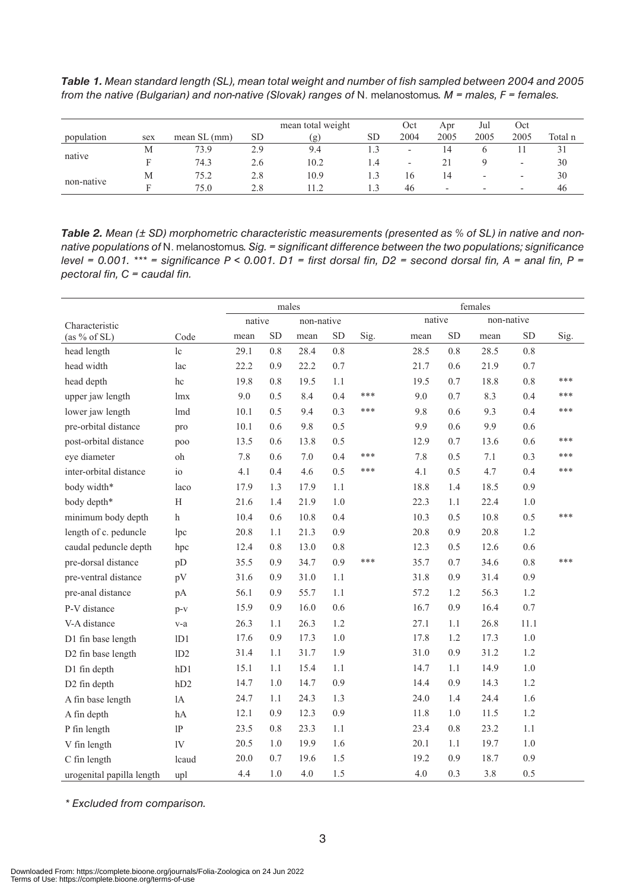**Table 1.** *Mean standard length (SL), mean total weight and number of fish sampled between 2004 and 2005 from the native (Bulgarian) and non-native (Slovak) ranges of* N. melanostomus*. M = males, F = females.*

| population | sex | mean SL (mm) | SD | mean total weight (g) | SD | Oct 2004 | Apr 2005 | Jul 2005 | Oct 2005 | Total n |
|---|---|---|---|---|---|---|---|---|---|---|
| native | M | 73.9 | 2.9 | 9.4 | 1.3 | - | 14 | 6 | 11 | 31 |
| | F | 74.3 | 2.6 | 10.2 | 1.4 | - | 21 | 9 | - | 30 |
| non-native | M | 75.2 | 2.8 | 10.9 | 1.3 | 16 | 14 | - | - | 30 |
| | F | 75.0 | 2.8 | 11.2 | 1.3 | 46 | - | - | - | 46 |

**Table 2.** *Mean (± SD) morphometric characteristic measurements (presented as % of SL) in native and non-native populations of* N. melanostomus*. Sig. = significant difference between the two populations; significance level = 0.001. \*\*\* = significance P < 0.001. D1 = first dorsal fin, D2 = second dorsal fin, A = anal fin, P = pectoral fin, C = caudal fin.*

| | | males | | | | | females | | | | |
|---|---|---|---|---|---|---|---|---|---|---|---|
| Characteristic | | native | | non-native | | | native | | non-native | | |
| (as % of SL) | Code | mean | SD | mean | SD | Sig. | mean | SD | mean | SD | Sig. |
| head length | lc | 29.1 | 0.8 | 28.4 | 0.8 | | 28.5 | 0.8 | 28.5 | 0.8 | |
| head width | lac | 22.2 | 0.9 | 22.2 | 0.7 | | 21.7 | 0.6 | 21.9 | 0.7 | |
| head depth | hc | 19.8 | 0.8 | 19.5 | 1.1 | | 19.5 | 0.7 | 18.8 | 0.8 | *** |
| upper jaw length | lmx | 9.0 | 0.5 | 8.4 | 0.4 | *** | 9.0 | 0.7 | 8.3 | 0.4 | *** |
| lower jaw length | lmd | 10.1 | 0.5 | 9.4 | 0.3 | *** | 9.8 | 0.6 | 9.3 | 0.4 | *** |
| pre-orbital distance | pro | 10.1 | 0.6 | 9.8 | 0.5 | | 9.9 | 0.6 | 9.9 | 0.6 | |
| post-orbital distance | poo | 13.5 | 0.6 | 13.8 | 0.5 | | 12.9 | 0.7 | 13.6 | 0.6 | *** |
| eye diameter | oh | 7.8 | 0.6 | 7.0 | 0.4 | *** | 7.8 | 0.5 | 7.1 | 0.3 | *** |
| inter-orbital distance | io | 4.1 | 0.4 | 4.6 | 0.5 | *** | 4.1 | 0.5 | 4.7 | 0.4 | *** |
| body width* | laco | 17.9 | 1.3 | 17.9 | 1.1 | | 18.8 | 1.4 | 18.5 | 0.9 | |
| body depth* | H | 21.6 | 1.4 | 21.9 | 1.0 | | 22.3 | 1.1 | 22.4 | 1.0 | |
| minimum body depth | h | 10.4 | 0.6 | 10.8 | 0.4 | | 10.3 | 0.5 | 10.8 | 0.5 | *** |
| length of c. peduncle | lpc | 20.8 | 1.1 | 21.3 | 0.9 | | 20.8 | 0.9 | 20.8 | 1.2 | |
| caudal peduncle depth | hpc | 12.4 | 0.8 | 13.0 | 0.8 | | 12.3 | 0.5 | 12.6 | 0.6 | |
| pre-dorsal distance | pD | 35.5 | 0.9 | 34.7 | 0.9 | *** | 35.7 | 0.7 | 34.6 | 0.8 | *** |
| pre-ventral distance | pV | 31.6 | 0.9 | 31.0 | 1.1 | | 31.8 | 0.9 | 31.4 | 0.9 | |
| pre-anal distance | pA | 56.1 | 0.9 | 55.7 | 1.1 | | 57.2 | 1.2 | 56.3 | 1.2 | |
| P-V distance | p-v | 15.9 | 0.9 | 16.0 | 0.6 | | 16.7 | 0.9 | 16.4 | 0.7 | |
| V-A distance | v-a | 26.3 | 1.1 | 26.3 | 1.2 | | 27.1 | 1.1 | 26.8 | 11.1 | |
| D1 fin base length | lD1 | 17.6 | 0.9 | 17.3 | 1.0 | | 17.8 | 1.2 | 17.3 | 1.0 | |
| D2 fin base length | lD2 | 31.4 | 1.1 | 31.7 | 1.9 | | 31.0 | 0.9 | 31.2 | 1.2 | |
| D1 fin depth | hD1 | 15.1 | 1.1 | 15.4 | 1.1 | | 14.7 | 1.1 | 14.9 | 1.0 | |
| D2 fin depth | hD2 | 14.7 | 1.0 | 14.7 | 0.9 | | 14.4 | 0.9 | 14.3 | 1.2 | |
| A fin base length | lA | 24.7 | 1.1 | 24.3 | 1.3 | | 24.0 | 1.4 | 24.4 | 1.6 | |
| A fin depth | hA | 12.1 | 0.9 | 12.3 | 0.9 | | 11.8 | 1.0 | 11.5 | 1.2 | |
| P fin length | lP | 23.5 | 0.8 | 23.3 | 1.1 | | 23.4 | 0.8 | 23.2 | 1.1 | |
| V fin length | lV | 20.5 | 1.0 | 19.9 | 1.6 | | 20.1 | 1.1 | 19.7 | 1.0 | |
| C fin length | lcaud | 20.0 | 0.7 | 19.6 | 1.5 | | 19.2 | 0.9 | 18.7 | 0.9 | |
| urogenital papilla length | upl | 4.4 | 1.0 | 4.0 | 1.5 | | 4.0 | 0.3 | 3.8 | 0.5 | |

*\* Excluded from comparison.*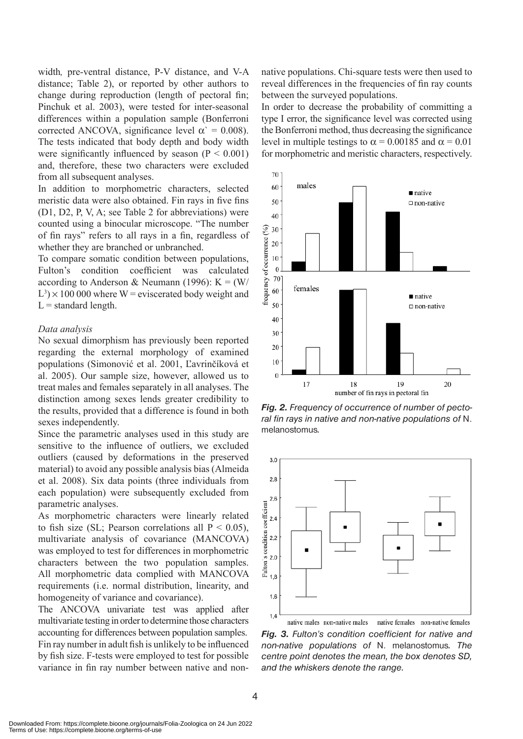width, pre-ventral distance, P-V distance, and V-A distance; Table 2), or reported by other authors to change during reproduction (length of pectoral fin; Pinchuk et al. 2003), were tested for inter-seasonal differences within a population sample (Bonferroni corrected ANCOVA, significance level $\alpha` = 0.008$). The tests indicated that body depth and body width were significantly influenced by season ($P < 0.001$) and, therefore, these two characters were excluded from all subsequent analyses.

In addition to morphometric characters, selected meristic data were also obtained. Fin rays in five fins (D1, D2, P, V, A; see Table 2 for abbreviations) were counted using a binocular microscope. "The number of fin rays" refers to all rays in a fin, regardless of whether they are branched or unbranched.

To compare somatic condition between populations, Fulton's condition coefficient was calculated according to Anderson & Neumann (1996): $K = (W/L^3) \times 100\,000$ where W = eviscerated body weight and L = standard length.

### *Data analysis*

No sexual dimorphism has previously been reported regarding the external morphology of examined populations (Simonović et al. 2001, Ľavrinčíková et al. 2005). Our sample size, however, allowed us to treat males and females separately in all analyses. The distinction among sexes lends greater credibility to the results, provided that a difference is found in both sexes independently.

Since the parametric analyses used in this study are sensitive to the influence of outliers, we excluded outliers (caused by deformations in the preserved material) to avoid any possible analysis bias (Almeida et al. 2008). Six data points (three individuals from each population) were subsequently excluded from parametric analyses.

As morphometric characters were linearly related to fish size (SL; Pearson correlations all $P < 0.05$), multivariate analysis of covariance (MANCOVA) was employed to test for differences in morphometric characters between the two population samples. All morphometric data complied with MANCOVA requirements (i.e. normal distribution, linearity, and homogeneity of variance and covariance).

The ANCOVA univariate test was applied after multivariate testing in order to determine those characters accounting for differences between population samples. Fin ray number in adult fish is unlikely to be influenced by fish size. F-tests were employed to test for possible variance in fin ray number between native and non-native populations. Chi-square tests were then used to reveal differences in the frequencies of fin ray counts between the surveyed populations.

In order to decrease the probability of committing a type I error, the significance level was corrected using the Bonferroni method, thus decreasing the significance level in multiple testings to $\alpha = 0.00185$ and $\alpha = 0.01$ for morphometric and meristic characters, respectively.

***Fig. 2.*** *Frequency of occurrence of number of pectoral fin rays in native and non-native populations of* N. melanostomus*.*

***Fig. 3.*** *Fulton's condition coefficient for native and non-native populations of* N. melanostomus*. The centre point denotes the mean, the box denotes SD, and the whiskers denote the range.*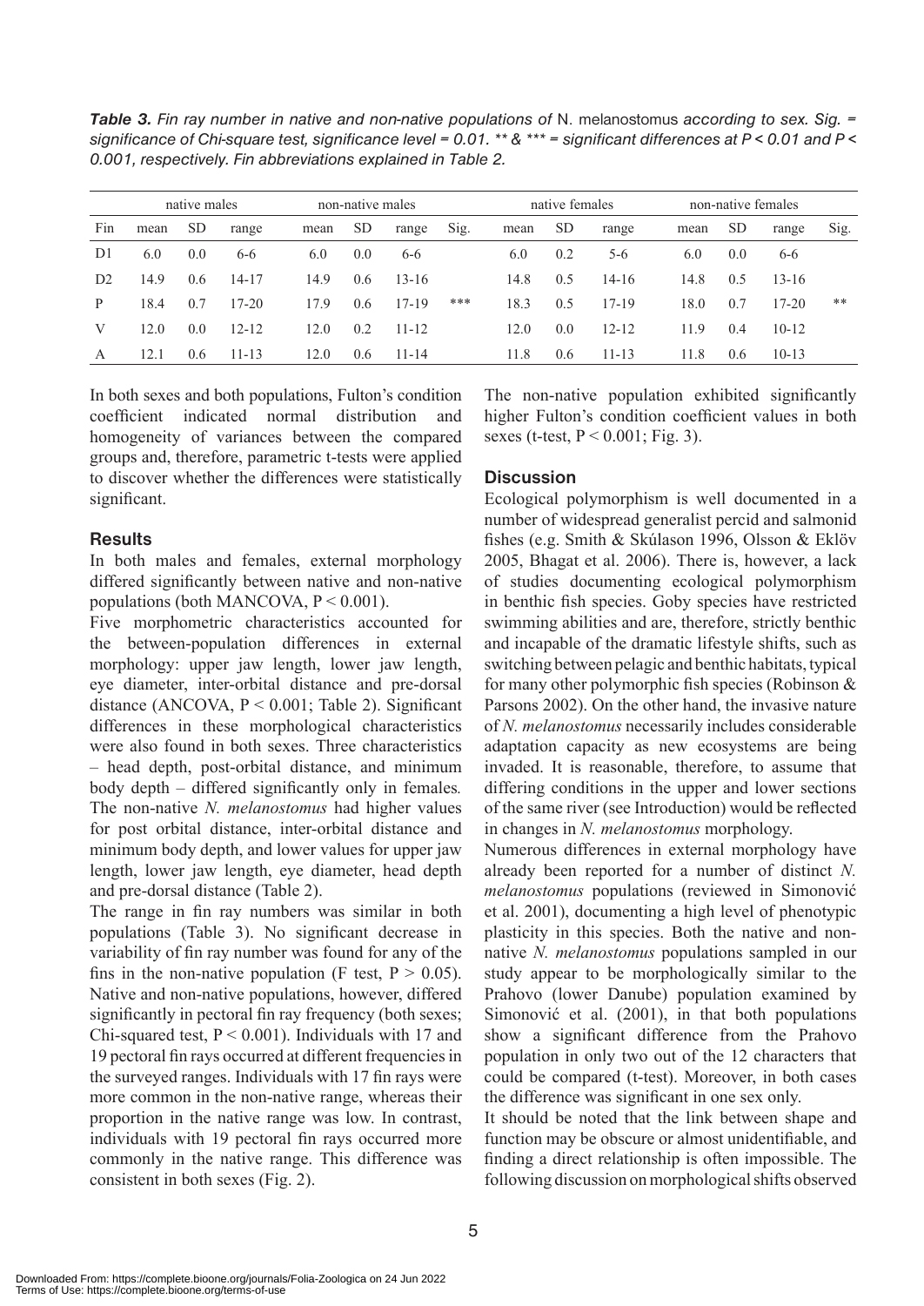***Table 3.*** *Fin ray number in native and non-native populations of* N. melanostomus *according to sex. Sig. = significance of Chi-square test, significance level = 0.01. \*\* & \*\*\* = significant differences at P < 0.01 and P < 0.001, respectively. Fin abbreviations explained in Table 2.*

| | native males | | | non-native males | | | | native females | | | non-native females | | | |
|---|---|---|---|---|---|---|---|---|---|---|---|---|---|---|
| Fin | mean | SD | range | mean | SD | range | Sig. | mean | SD | range | mean | SD | range | Sig. |
| D1 | 6.0 | 0.0 | 6-6 | 6.0 | 0.0 | 6-6 | | 6.0 | 0.2 | 5-6 | 6.0 | 0.0 | 6-6 | |
| D2 | 14.9 | 0.6 | 14-17 | 14.9 | 0.6 | 13-16 | | 14.8 | 0.5 | 14-16 | 14.8 | 0.5 | 13-16 | |
| P | 18.4 | 0.7 | 17-20 | 17.9 | 0.6 | 17-19 | *** | 18.3 | 0.5 | 17-19 | 18.0 | 0.7 | 17-20 | ** |
| V | 12.0 | 0.0 | 12-12 | 12.0 | 0.2 | 11-12 | | 12.0 | 0.0 | 12-12 | 11.9 | 0.4 | 10-12 | |
| A | 12.1 | 0.6 | 11-13 | 12.0 | 0.6 | 11-14 | | 11.8 | 0.6 | 11-13 | 11.8 | 0.6 | 10-13 | |

In both sexes and both populations, Fulton's condition coefficient indicated normal distribution and homogeneity of variances between the compared groups and, therefore, parametric t-tests were applied to discover whether the differences were statistically significant.

## Results

In both males and females, external morphology differed significantly between native and non-native populations (both MANCOVA, $P < 0.001$).

Five morphometric characteristics accounted for the between-population differences in external morphology: upper jaw length, lower jaw length, eye diameter, inter-orbital distance and pre-dorsal distance (ANCOVA, $P < 0.001$; Table 2). Significant differences in these morphological characteristics were also found in both sexes. Three characteristics – head depth, post-orbital distance, and minimum body depth – differed significantly only in females. The non-native *N. melanostomus* had higher values for post orbital distance, inter-orbital distance and minimum body depth, and lower values for upper jaw length, lower jaw length, eye diameter, head depth and pre-dorsal distance (Table 2).

The range in fin ray numbers was similar in both populations (Table 3). No significant decrease in variability of fin ray number was found for any of the fins in the non-native population (F test, $P > 0.05$). Native and non-native populations, however, differed significantly in pectoral fin ray frequency (both sexes; Chi-squared test, $P < 0.001$). Individuals with 17 and 19 pectoral fin rays occurred at different frequencies in the surveyed ranges. Individuals with 17 fin rays were more common in the non-native range, whereas their proportion in the native range was low. In contrast, individuals with 19 pectoral fin rays occurred more commonly in the native range. This difference was consistent in both sexes (Fig. 2).

The non-native population exhibited significantly higher Fulton's condition coefficient values in both sexes (t-test, $P < 0.001$; Fig. 3).

## Discussion

Ecological polymorphism is well documented in a number of widespread generalist percid and salmonid fishes (e.g. Smith & Skúlason 1996, Olsson & Eklöv 2005, Bhagat et al. 2006). There is, however, a lack of studies documenting ecological polymorphism in benthic fish species. Goby species have restricted swimming abilities and are, therefore, strictly benthic and incapable of the dramatic lifestyle shifts, such as switching between pelagic and benthic habitats, typical for many other polymorphic fish species (Robinson & Parsons 2002). On the other hand, the invasive nature of *N. melanostomus* necessarily includes considerable adaptation capacity as new ecosystems are being invaded. It is reasonable, therefore, to assume that differing conditions in the upper and lower sections of the same river (see Introduction) would be reflected in changes in *N. melanostomus* morphology.

Numerous differences in external morphology have already been reported for a number of distinct *N. melanostomus* populations (reviewed in Simonović et al. 2001), documenting a high level of phenotypic plasticity in this species. Both the native and non-native *N. melanostomus* populations sampled in our study appear to be morphologically similar to the Prahovo (lower Danube) population examined by Simonović et al. (2001), in that both populations show a significant difference from the Prahovo population in only two out of the 12 characters that could be compared (t-test). Moreover, in both cases the difference was significant in one sex only.

It should be noted that the link between shape and function may be obscure or almost unidentifiable, and finding a direct relationship is often impossible. The following discussion on morphological shifts observed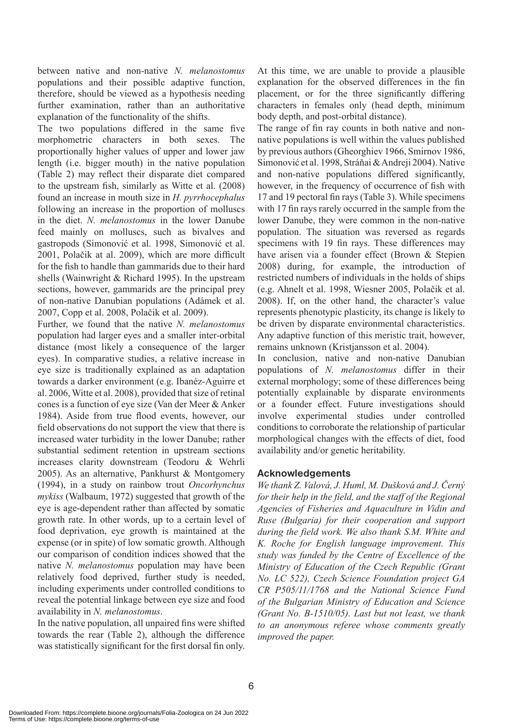between native and non-native *N. melanostomus* populations and their possible adaptive function, therefore, should be viewed as a hypothesis needing further examination, rather than an authoritative explanation of the functionality of the shifts.

The two populations differed in the same five morphometric characters in both sexes. The proportionally higher values of upper and lower jaw length (i.e. bigger mouth) in the native population (Table 2) may reflect their disparate diet compared to the upstream fish, similarly as Witte et al. (2008) found an increase in mouth size in *H. pyrrhocephalus* following an increase in the proportion of molluscs in the diet. *N. melanostomus* in the lower Danube feed mainly on molluscs, such as bivalves and gastropods (Simonović et al. 1998, Simonović et al. 2001, Polačik at al. 2009), which are more difficult for the fish to handle than gammarids due to their hard shells (Wainwright & Richard 1995). In the upstream sections, however, gammarids are the principal prey of non-native Danubian populations (Adámek et al. 2007, Copp et al. 2008, Polačik et al. 2009).

Further, we found that the native *N. melanostomus* population had larger eyes and a smaller inter-orbital distance (most likely a consequence of the larger eyes). In comparative studies, a relative increase in eye size is traditionally explained as an adaptation towards a darker environment (e.g. Ibanéz-Aguirre et al. 2006, Witte et al. 2008), provided that size of retinal cones is a function of eye size (Van der Meer & Anker 1984). Aside from true flood events, however, our field observations do not support the view that there is increased water turbidity in the lower Danube; rather substantial sediment retention in upstream sections increases clarity downstream (Teodoru & Wehrli 2005). As an alternative, Pankhurst & Montgomery (1994), in a study on rainbow trout *Oncorhynchus mykiss* (Walbaum, 1972) suggested that growth of the eye is age-dependent rather than affected by somatic growth rate. In other words, up to a certain level of food deprivation, eye growth is maintained at the expense (or in spite) of low somatic growth. Although our comparison of condition indices showed that the native *N. melanostomus* population may have been relatively food deprived, further study is needed, including experiments under controlled conditions to reveal the potential linkage between eye size and food availability in *N. melanostomus*.

In the native population, all unpaired fins were shifted towards the rear (Table 2), although the difference was statistically significant for the first dorsal fin only. At this time, we are unable to provide a plausible explanation for the observed differences in the fin placement, or for the three significantly differing characters in females only (head depth, minimum body depth, and post-orbital distance).

The range of fin ray counts in both native and non-native populations is well within the values published by previous authors (Gheorghiev 1966, Smirnov 1986, Simonović et al. 1998, Stráňai & Andreji 2004). Native and non-native populations differed significantly, however, in the frequency of occurrence of fish with 17 and 19 pectoral fin rays (Table 3). While specimens with 17 fin rays rarely occurred in the sample from the lower Danube, they were common in the non-native population. The situation was reversed as regards specimens with 19 fin rays. These differences may have arisen via a founder effect (Brown & Stepien 2008) during, for example, the introduction of restricted numbers of individuals in the holds of ships (e.g. Ahnelt et al. 1998, Wiesner 2005, Polačik et al. 2008). If, on the other hand, the character's value represents phenotypic plasticity, its change is likely to be driven by disparate environmental characteristics. Any adaptive function of this meristic trait, however, remains unknown (Kristjansson et al. 2004).

In conclusion, native and non-native Danubian populations of *N. melanostomus* differ in their external morphology; some of these differences being potentially explainable by disparate environments or a founder effect. Future investigations should involve experimental studies under controlled conditions to corroborate the relationship of particular morphological changes with the effects of diet, food availability and/or genetic heritability.

## Acknowledgements

*We thank Z. Valová, J. Huml, M. Dušková and J. Černý for their help in the field, and the staff of the Regional Agencies of Fisheries and Aquaculture in Vidin and Ruse (Bulgaria) for their cooperation and support during the field work. We also thank S.M. White and K. Roche for English language improvement. This study was funded by the Centre of Excellence of the Ministry of Education of the Czech Republic (Grant No. LC 522), Czech Science Foundation project GA CR P505/11/1768 and the National Science Fund of the Bulgarian Ministry of Education and Science (Grant No. B-1510/05). Last but not least, we thank to an anonymous referee whose comments greatly improved the paper.*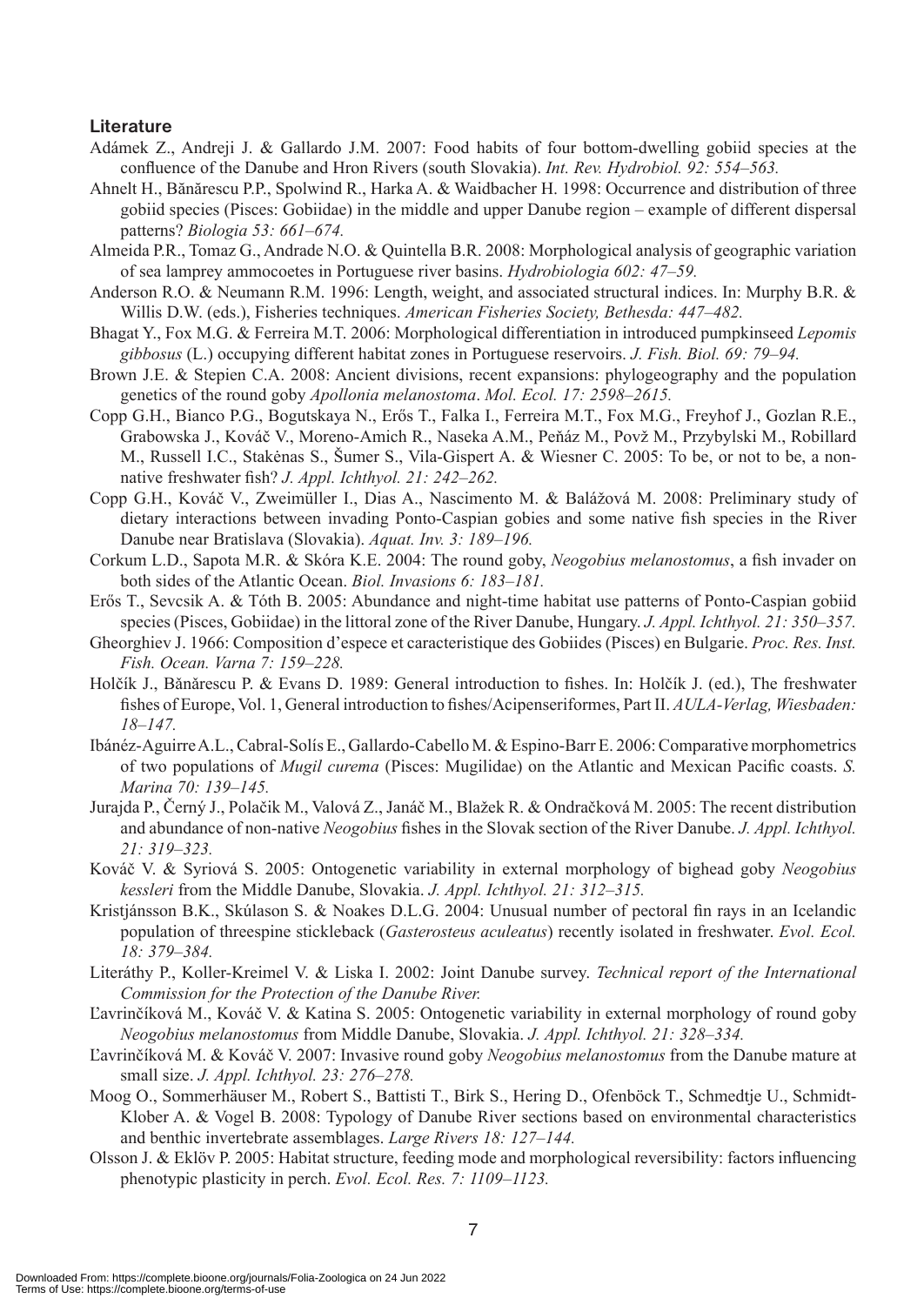### Literature

Adámek Z., Andreji J. & Gallardo J.M. 2007: Food habits of four bottom-dwelling gobiid species at the confluence of the Danube and Hron Rivers (south Slovakia). *Int. Rev. Hydrobiol. 92: 554–563.*

Ahnelt H., Bănărescu P.P., Spolwind R., Harka A. & Waidbacher H. 1998: Occurrence and distribution of three gobiid species (Pisces: Gobiidae) in the middle and upper Danube region – example of different dispersal patterns? *Biologia 53: 661–674.*

Almeida P.R., Tomaz G., Andrade N.O. & Quintella B.R. 2008: Morphological analysis of geographic variation of sea lamprey ammocoetes in Portuguese river basins. *Hydrobiologia 602: 47–59.*

Anderson R.O. & Neumann R.M. 1996: Length, weight, and associated structural indices. In: Murphy B.R. & Willis D.W. (eds.), Fisheries techniques. *American Fisheries Society, Bethesda: 447–482.*

Bhagat Y., Fox M.G. & Ferreira M.T. 2006: Morphological differentiation in introduced pumpkinseed *Lepomis gibbosus* (L.) occupying different habitat zones in Portuguese reservoirs. *J. Fish. Biol. 69: 79–94.*

Brown J.E. & Stepien C.A. 2008: Ancient divisions, recent expansions: phylogeography and the population genetics of the round goby *Apollonia melanostoma*. *Mol. Ecol. 17: 2598–2615.*

Copp G.H., Bianco P.G., Bogutskaya N., Erős T., Falka I., Ferreira M.T., Fox M.G., Freyhof J., Gozlan R.E., Grabowska J., Kováč V., Moreno-Amich R., Naseka A.M., Peňáz M., Povž M., Przybylski M., Robillard M., Russell I.C., Stakėnas S., Šumer S., Vila-Gispert A. & Wiesner C. 2005: To be, or not to be, a non-native freshwater fish? *J. Appl. Ichthyol. 21: 242–262.*

Copp G.H., Kováč V., Zweimüller I., Dias A., Nascimento M. & Balážová M. 2008: Preliminary study of dietary interactions between invading Ponto-Caspian gobies and some native fish species in the River Danube near Bratislava (Slovakia). *Aquat. Inv. 3: 189–196.*

Corkum L.D., Sapota M.R. & Skóra K.E. 2004: The round goby, *Neogobius melanostomus*, a fish invader on both sides of the Atlantic Ocean. *Biol. Invasions 6: 183–181.*

Erős T., Sevcsik A. & Tóth B. 2005: Abundance and night-time habitat use patterns of Ponto-Caspian gobiid species (Pisces, Gobiidae) in the littoral zone of the River Danube, Hungary. *J. Appl. Ichthyol. 21: 350–357.*

Gheorghiev J. 1966: Composition d'espece et caracteristique des Gobiides (Pisces) en Bulgarie. *Proc. Res. Inst. Fish. Ocean. Varna 7: 159–228.*

Holčík J., Bănărescu P. & Evans D. 1989: General introduction to fishes. In: Holčík J. (ed.), The freshwater fishes of Europe, Vol. 1, General introduction to fishes/Acipenseriformes, Part II. *AULA-Verlag, Wiesbaden: 18–147.*

Ibánéz-Aguirre A.L., Cabral-Solís E., Gallardo-Cabello M. & Espino-Barr E. 2006: Comparative morphometrics of two populations of *Mugil curema* (Pisces: Mugilidae) on the Atlantic and Mexican Pacific coasts. *S. Marina 70: 139–145.*

Jurajda P., Černý J., Polačik M., Valová Z., Janáč M., Blažek R. & Ondračková M. 2005: The recent distribution and abundance of non-native *Neogobius* fishes in the Slovak section of the River Danube. *J. Appl. Ichthyol. 21: 319–323.*

Kováč V. & Syriová S. 2005: Ontogenetic variability in external morphology of bighead goby *Neogobius kessleri* from the Middle Danube, Slovakia. *J. Appl. Ichthyol. 21: 312–315.*

Kristjánsson B.K., Skúlason S. & Noakes D.L.G. 2004: Unusual number of pectoral fin rays in an Icelandic population of threespine stickleback (*Gasterosteus aculeatus*) recently isolated in freshwater. *Evol. Ecol. 18: 379–384.*

Literáthy P., Koller-Kreimel V. & Liska I. 2002: Joint Danube survey. *Technical report of the International Commission for the Protection of the Danube River.*

Ľavrinčíková M., Kováč V. & Katina S. 2005: Ontogenetic variability in external morphology of round goby *Neogobius melanostomus* from Middle Danube, Slovakia. *J. Appl. Ichthyol. 21: 328–334.*

Ľavrinčíková M. & Kováč V. 2007: Invasive round goby *Neogobius melanostomus* from the Danube mature at small size. *J. Appl. Ichthyol. 23: 276–278.*

Moog O., Sommerhäuser M., Robert S., Battisti T., Birk S., Hering D., Ofenböck T., Schmedtje U., Schmidt-Klober A. & Vogel B. 2008: Typology of Danube River sections based on environmental characteristics and benthic invertebrate assemblages. *Large Rivers 18: 127–144.*

Olsson J. & Eklöv P. 2005: Habitat structure, feeding mode and morphological reversibility: factors influencing phenotypic plasticity in perch. *Evol. Ecol. Res. 7: 1109–1123.*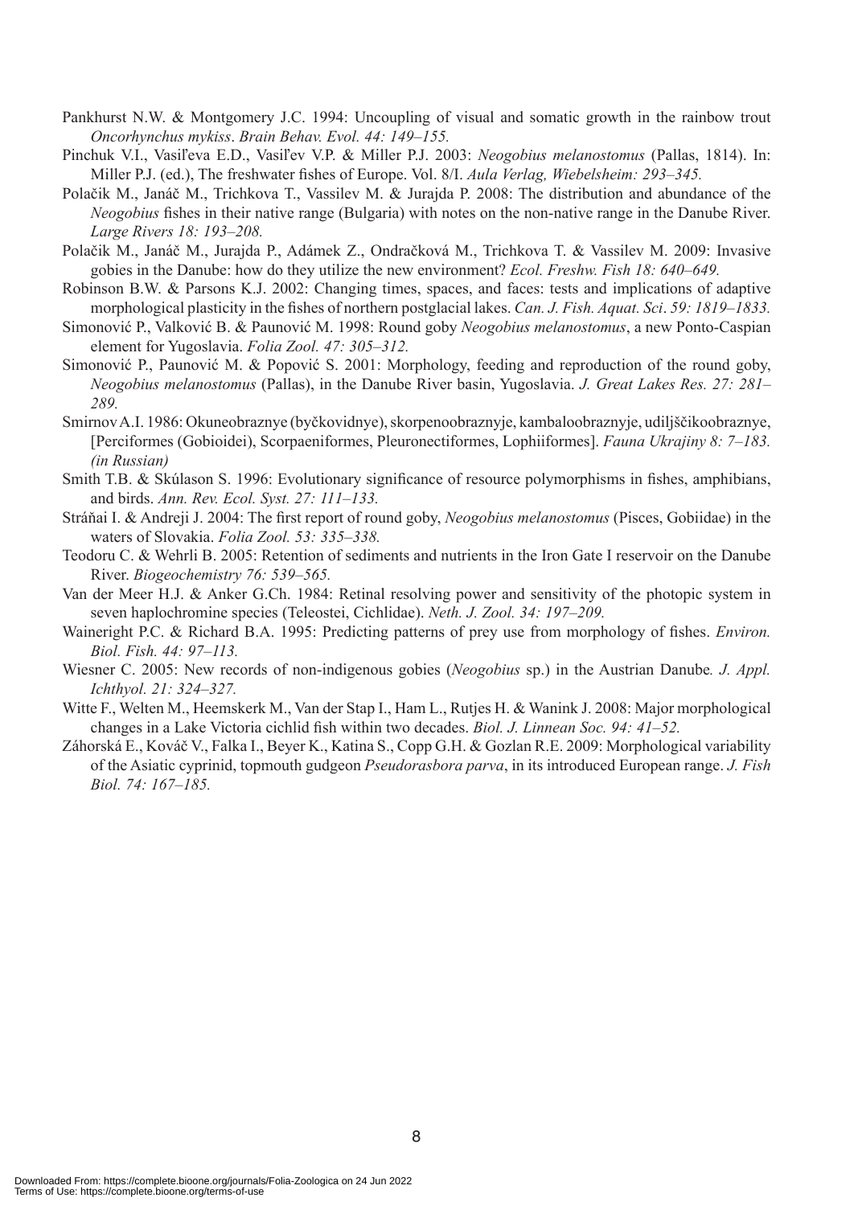Pankhurst N.W. & Montgomery J.C. 1994: Uncoupling of visual and somatic growth in the rainbow trout *Oncorhynchus mykiss*. *Brain Behav. Evol. 44: 149–155.*

Pinchuk V.I., Vasiľeva E.D., Vasiľev V.P. & Miller P.J. 2003: *Neogobius melanostomus* (Pallas, 1814). In: Miller P.J. (ed.), The freshwater fishes of Europe. Vol. 8/I. *Aula Verlag, Wiebelsheim: 293–345.*

Polačik M., Janáč M., Trichkova T., Vassilev M. & Jurajda P. 2008: The distribution and abundance of the *Neogobius* fishes in their native range (Bulgaria) with notes on the non-native range in the Danube River. *Large Rivers 18: 193–208.*

Polačik M., Janáč M., Jurajda P., Adámek Z., Ondračková M., Trichkova T. & Vassilev M. 2009: Invasive gobies in the Danube: how do they utilize the new environment? *Ecol. Freshw. Fish 18: 640–649.*

Robinson B.W. & Parsons K.J. 2002: Changing times, spaces, and faces: tests and implications of adaptive morphological plasticity in the fishes of northern postglacial lakes. *Can. J. Fish. Aquat. Sci. 59: 1819–1833.*

Simonović P., Valković B. & Paunović M. 1998: Round goby *Neogobius melanostomus*, a new Ponto-Caspian element for Yugoslavia. *Folia Zool. 47: 305–312.*

Simonović P., Paunović M. & Popović S. 2001: Morphology, feeding and reproduction of the round goby, *Neogobius melanostomus* (Pallas), in the Danube River basin, Yugoslavia. *J. Great Lakes Res. 27: 281–289.*

Smirnov A.I. 1986: Okuneobraznye (byčkovidnye), skorpenoobraznyje, kambaloobraznyje, udiljščikoobraznye, [Perciformes (Gobioidei), Scorpaeniformes, Pleuronectiformes, Lophiiformes]. *Fauna Ukrajiny 8: 7–183. (in Russian)*

Smith T.B. & Skúlason S. 1996: Evolutionary significance of resource polymorphisms in fishes, amphibians, and birds. *Ann. Rev. Ecol. Syst. 27: 111–133.*

Stráňai I. & Andreji J. 2004: The first report of round goby, *Neogobius melanostomus* (Pisces, Gobiidae) in the waters of Slovakia. *Folia Zool. 53: 335–338.*

Teodoru C. & Wehrli B. 2005: Retention of sediments and nutrients in the Iron Gate I reservoir on the Danube River. *Biogeochemistry 76: 539–565.*

Van der Meer H.J. & Anker G.Ch. 1984: Retinal resolving power and sensitivity of the photopic system in seven haplochromine species (Teleostei, Cichlidae). *Neth. J. Zool. 34: 197–209.*

Waineright P.C. & Richard B.A. 1995: Predicting patterns of prey use from morphology of fishes. *Environ. Biol. Fish. 44: 97–113.*

Wiesner C. 2005: New records of non-indigenous gobies (*Neogobius* sp.) in the Austrian Danube. *J. Appl. Ichthyol. 21: 324–327.*

Witte F., Welten M., Heemskerk M., Van der Stap I., Ham L., Rutjes H. & Wanink J. 2008: Major morphological changes in a Lake Victoria cichlid fish within two decades. *Biol. J. Linnean Soc. 94: 41–52.*

Záhorská E., Kováč V., Falka I., Beyer K., Katina S., Copp G.H. & Gozlan R.E. 2009: Morphological variability of the Asiatic cyprinid, topmouth gudgeon *Pseudorasbora parva*, in its introduced European range. *J. Fish Biol. 74: 167–185.*